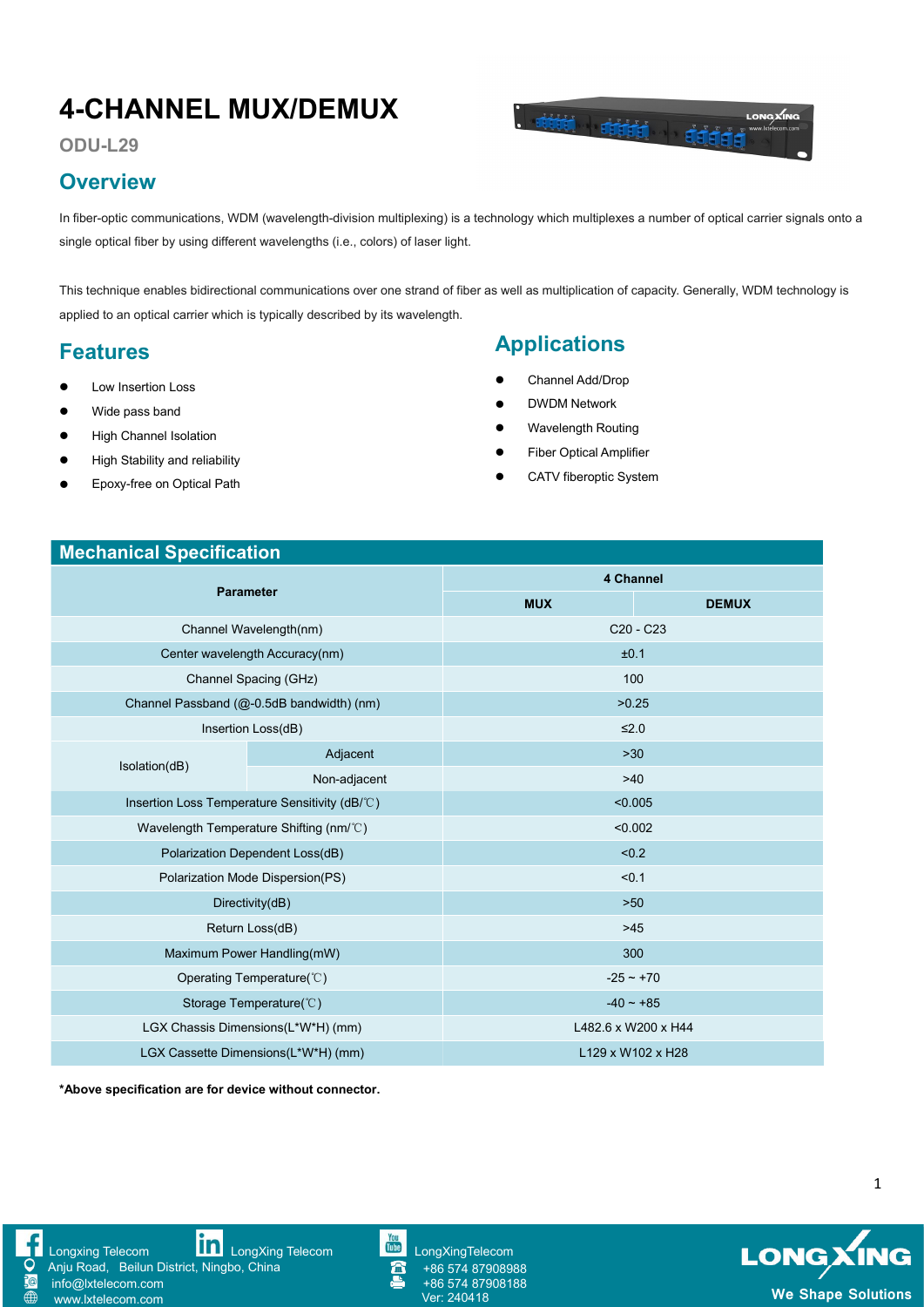# 4-CHANNEL MUX/DEMUX

**ODU-L29**

## Overview

In fiber-optic communications, WDM (wavelength-division multiplexing) is a technology which multiplexes a number of optical carrier signals onto a single optical fiber by using different wavelengths (i.e., colors) of laser light.

This technique enables bidirectional communications over one strand of fiber as well as multiplication of capacity. Generally, WDM technology is applied to an optical carrier which is typically described by its wavelength.

## Features

- Low Insertion Loss
- Wide pass band
- High Channel Isolation
- High Stability and reliability
- Epoxy-free on Optical Path

## Applications

- Channel Add/Drop
- DWDM Network
- Wavelength Routing
- Fiber Optical Amplifier
- CATV fiberoptic System

## Mechanical Specification

| Parameter | | 4 Channel | |
|---|---|---|---|
| | | MUX | DEMUX |
| Channel Wavelength(nm) | | C20 - C23 | |
| Center wavelength Accuracy(nm) | | ±0.1 | |
| Channel Spacing (GHz) | | 100 | |
| Channel Passband (@-0.5dB bandwidth) (nm) | | >0.25 | |
| Insertion Loss(dB) | | ≤2.0 | |
| Isolation(dB) | Adjacent | >30 | |
| | Non-adjacent | >40 | |
| Insertion Loss Temperature Sensitivity (dB/℃) | | <0.005 | |
| Wavelength Temperature Shifting (nm/℃) | | <0.002 | |
| Polarization Dependent Loss(dB) | | <0.2 | |
| Polarization Mode Dispersion(PS) | | <0.1 | |
| Directivity(dB) | | >50 | |
| Return Loss(dB) | | >45 | |
| Maximum Power Handling(mW) | | 300 | |
| Operating Temperature(℃) | | -25 ~ +70 | |
| Storage Temperature(℃) | | -40 ~ +85 | |
| LGX Chassis Dimensions(L*W*H) (mm) | | L482.6 x W200 x H44 | |
| LGX Cassette Dimensions(L*W*H) (mm) | | L129 x W102 x H28 | |

**\*Above specification are for device without connector.**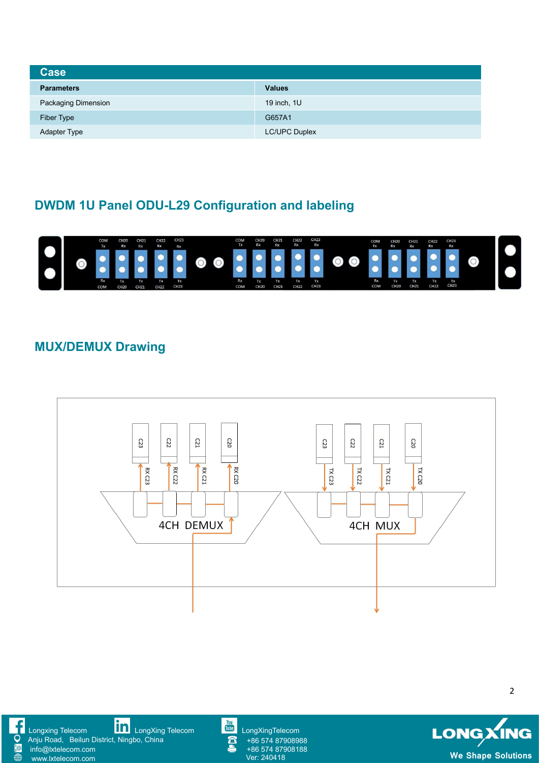| Case | |
|---|---|
| **Parameters** | **Values** |
| Packaging Dimension | 19 inch, 1U |
| Fiber Type | G657A1 |
| Adapter Type | LC/UPC Duplex |

## DWDM 1U Panel ODU-L29 Configuration and labeling

## MUX/DEMUX Drawing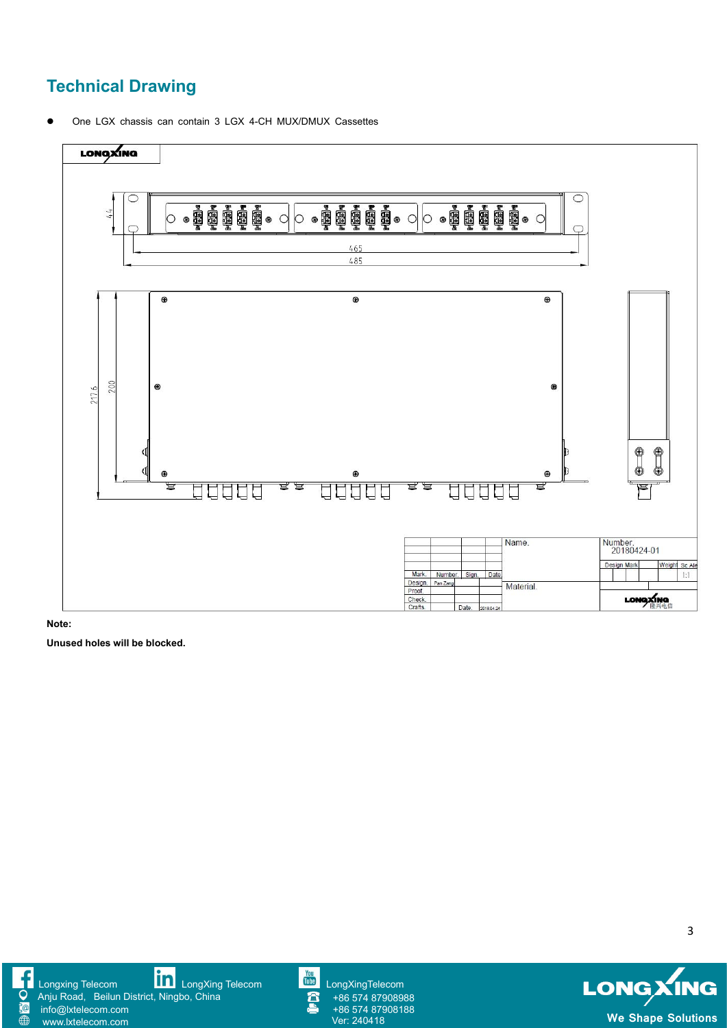## Technical Drawing

- One LGX chassis can contain 3 LGX 4-CH MUX/DMUX Cassettes

**Note:**

**Unused holes will be blocked.**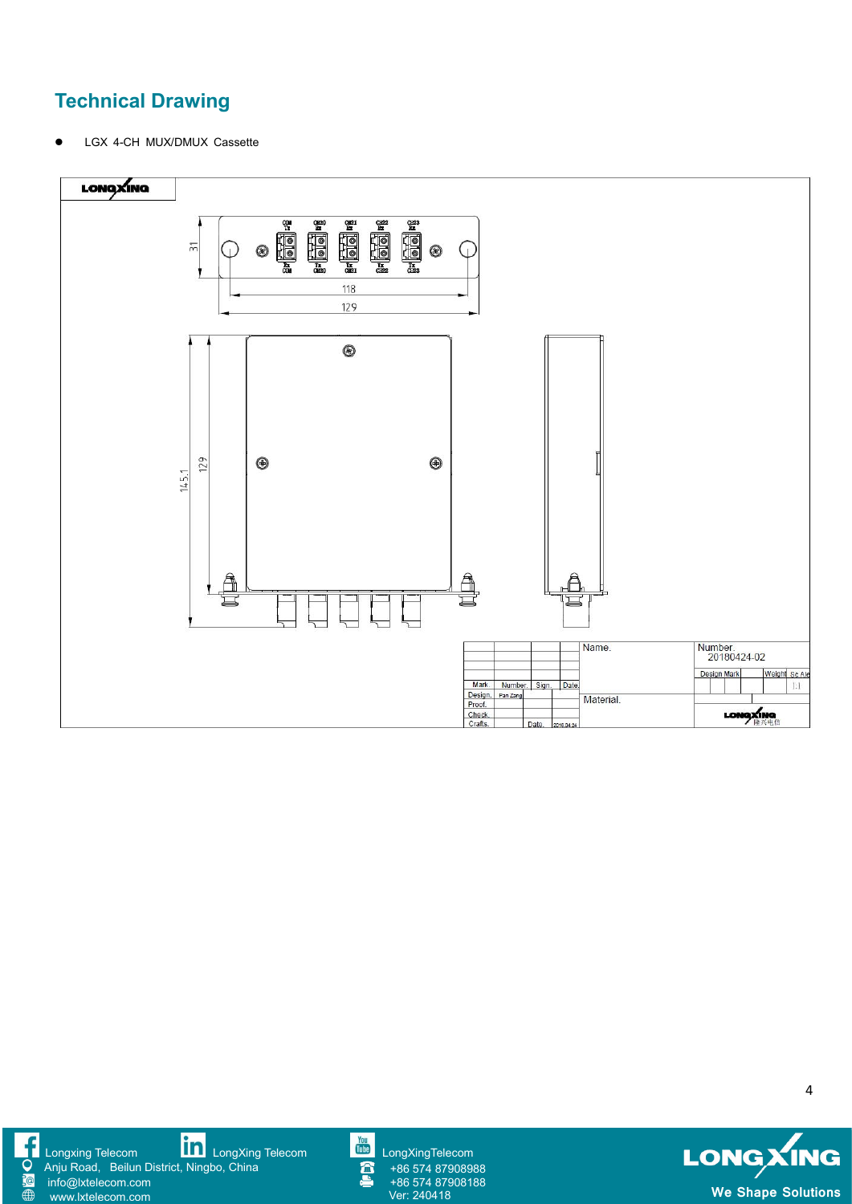## Technical Drawing

- LGX 4-CH MUX/DMUX Cassette

LONGXING

COM Tx | CH20 Rx | CH21 Rx | CH22 Rx | CH23 Rx

Rx COM | Tx CH20 | Tx CH21 | Tx CH22 | Tx CH23

31

118

129

145.1

129

| | | | | Name. | Number. 20180424-02 |
|---|---|---|---|---|---|
| Mark | Number. | Sign. | Date. | | Design Mark / Weight / ScAle 1:1 |
| Design. | Pan Zong | | | Material. | |
| Proof. | | | | | |
| Check. | | | | | |
| Crafts. | | Date. | 2018.04.24 | | LONGXING 隆兴电信 |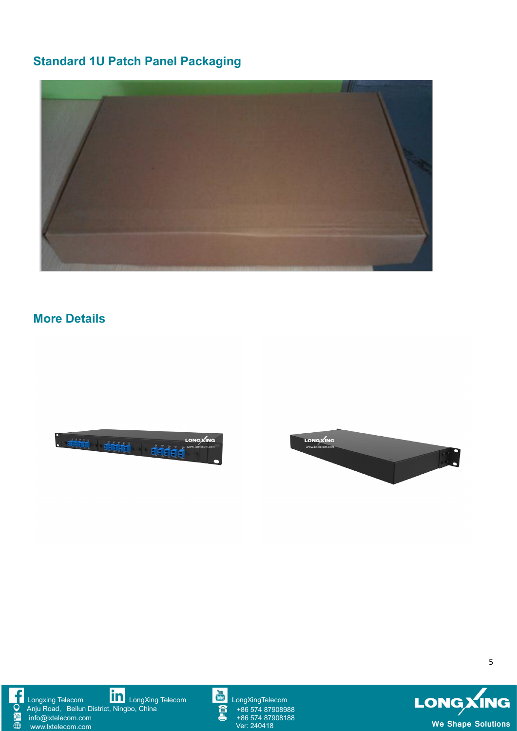## Standard 1U Patch Panel Packaging

## More Details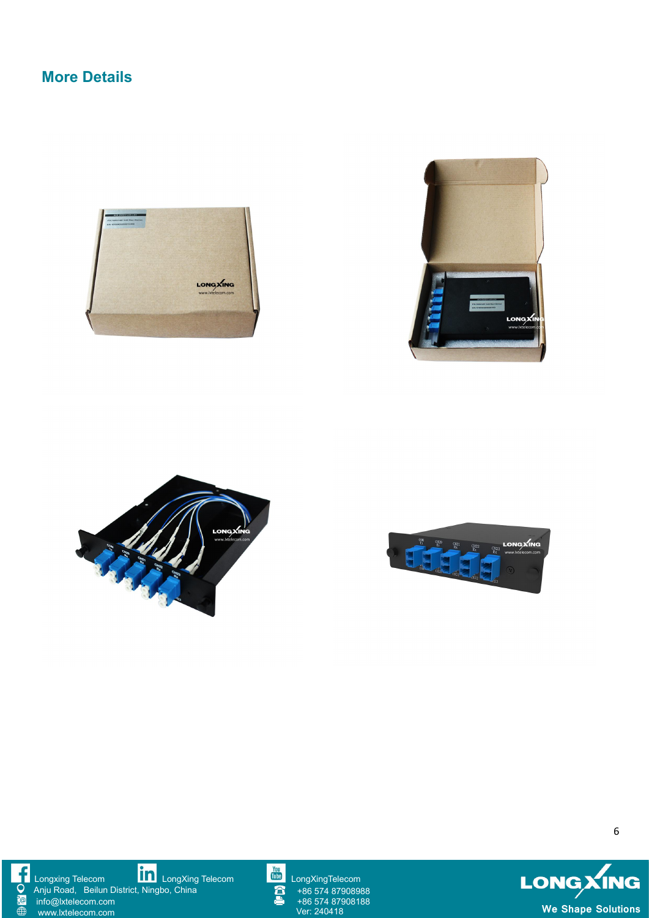## More Details